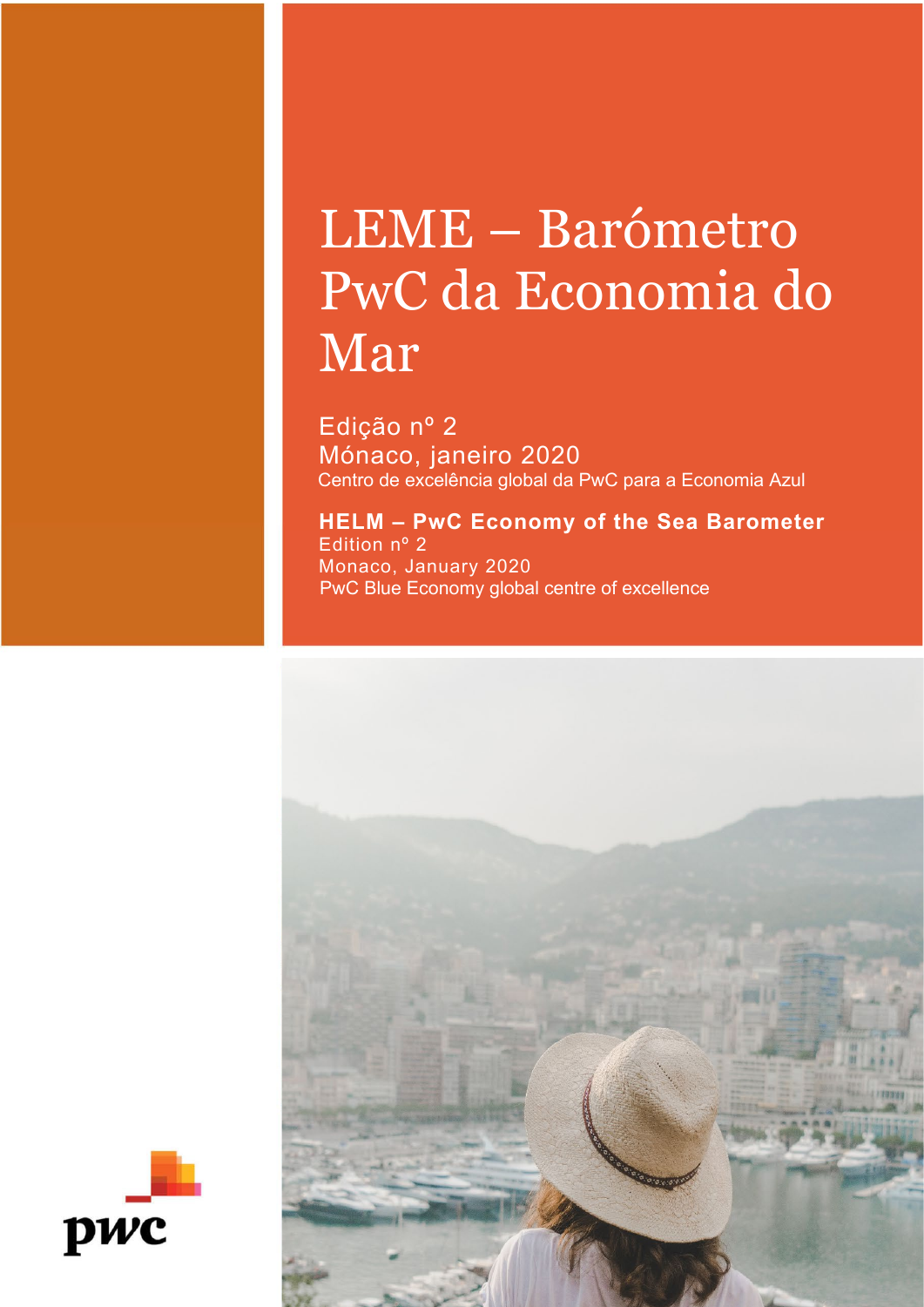# LEME – Barómetro PwC da Economia do Mar

Edição nº 2
Mónaco, janeiro 2020
Centro de excelência global da PwC para a Economia Azul

**HELM – PwC Economy of the Sea Barometer**
Edition nº 2
Monaco, January 2020
PwC Blue Economy global centre of excellence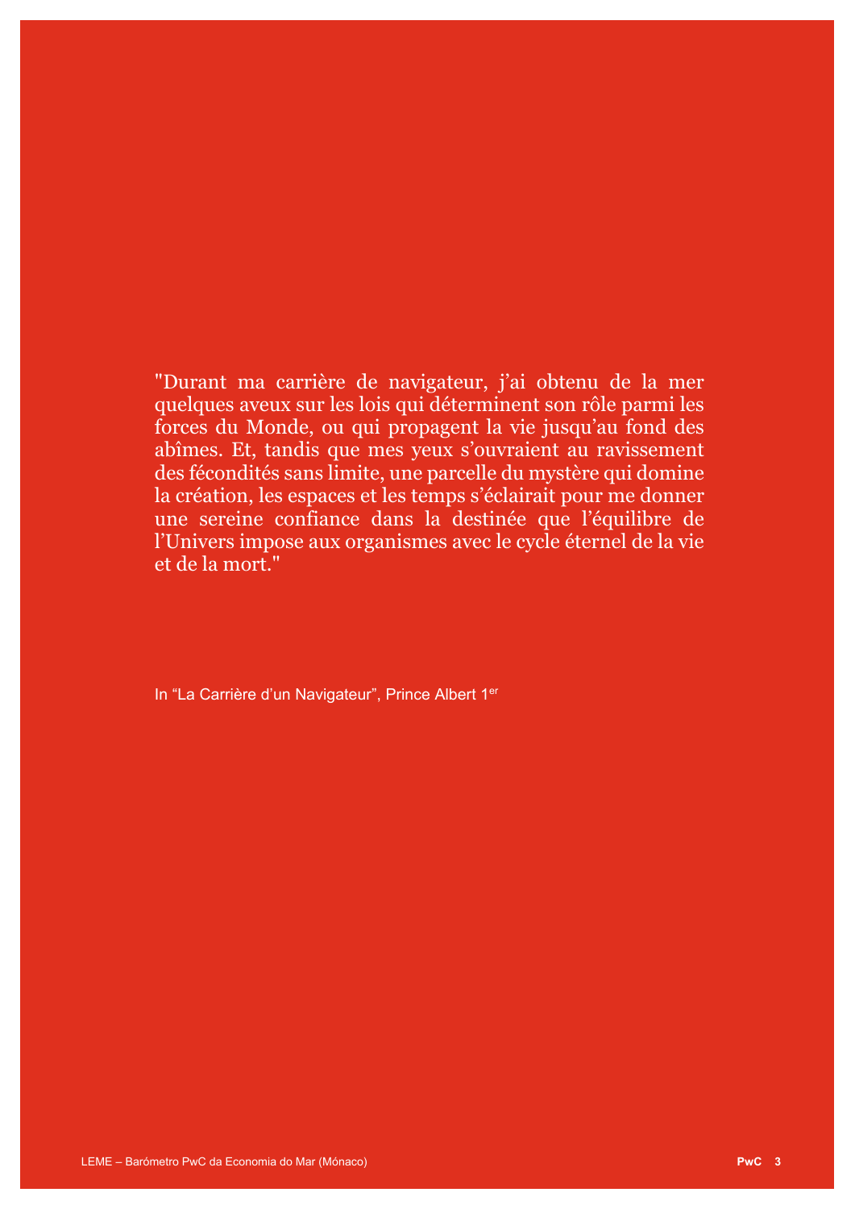"Durant ma carrière de navigateur, j'ai obtenu de la mer quelques aveux sur les lois qui déterminent son rôle parmi les forces du Monde, ou qui propagent la vie jusqu'au fond des abîmes. Et, tandis que mes yeux s'ouvraient au ravissement des fécondités sans limite, une parcelle du mystère qui domine la création, les espaces et les temps s'éclairait pour me donner une sereine confiance dans la destinée que l'équilibre de l'Univers impose aux organismes avec le cycle éternel de la vie et de la mort."

In "La Carrière d'un Navigateur", Prince Albert 1er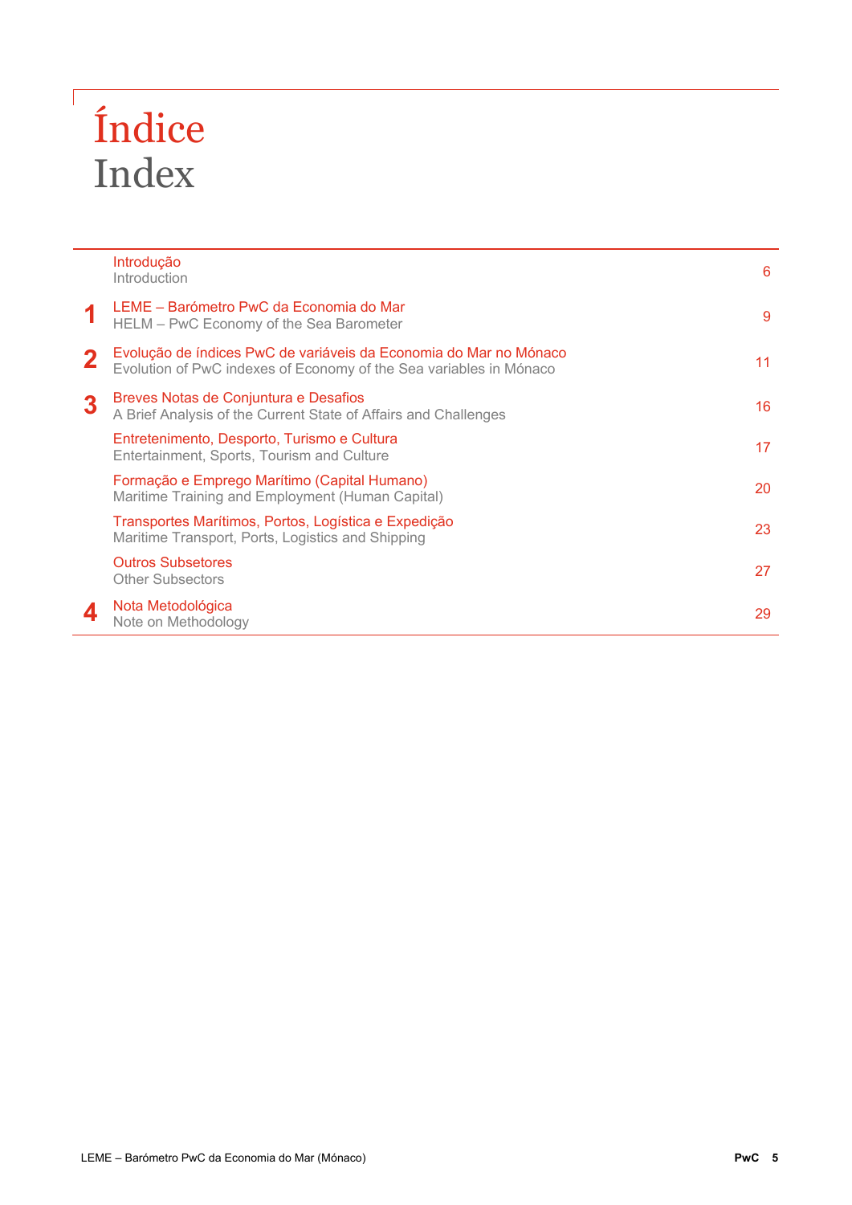# Índice
# Index

| | | |
|---|---|---|
| | Introdução<br>Introduction | 6 |
| **1** | LEME – Barómetro PwC da Economia do Mar<br>HELM – PwC Economy of the Sea Barometer | 9 |
| **2** | Evolução de índices PwC de variáveis da Economia do Mar no Mónaco<br>Evolution of PwC indexes of Economy of the Sea variables in Mónaco | 11 |
| **3** | Breves Notas de Conjuntura e Desafios<br>A Brief Analysis of the Current State of Affairs and Challenges | 16 |
| | Entretenimento, Desporto, Turismo e Cultura<br>Entertainment, Sports, Tourism and Culture | 17 |
| | Formação e Emprego Marítimo (Capital Humano)<br>Maritime Training and Employment (Human Capital) | 20 |
| | Transportes Marítimos, Portos, Logística e Expedição<br>Maritime Transport, Ports, Logistics and Shipping | 23 |
| | Outros Subsetores<br>Other Subsectors | 27 |
| **4** | Nota Metodológica<br>Note on Methodology | 29 |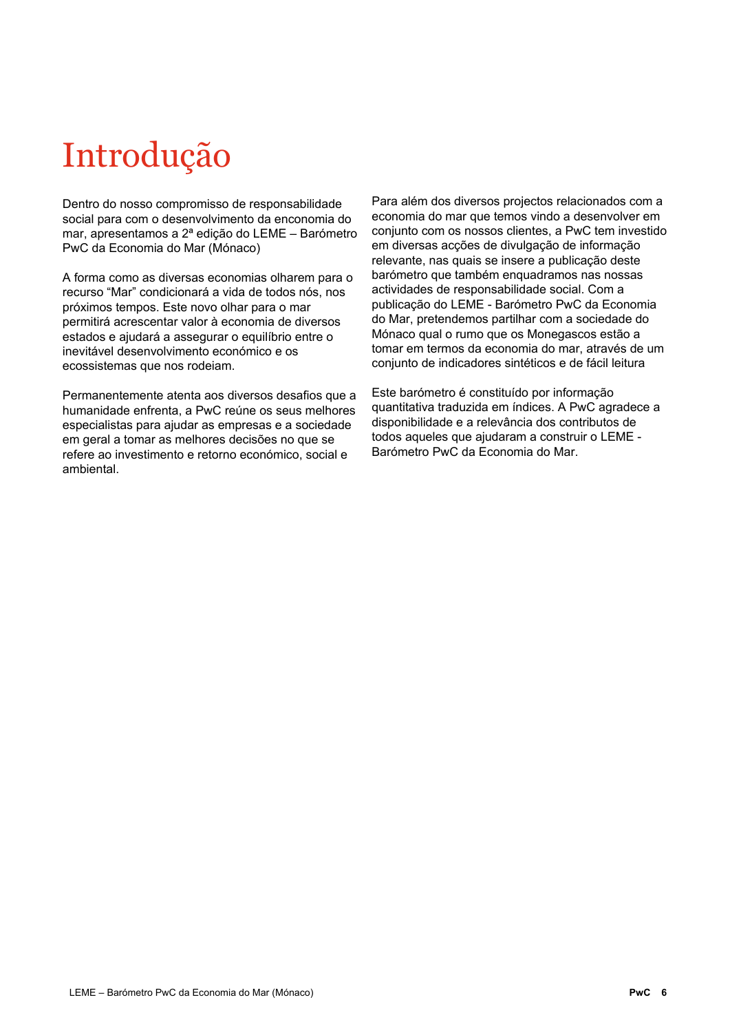# Introdução

Dentro do nosso compromisso de responsabilidade social para com o desenvolvimento da enconomia do mar, apresentamos a 2ª edição do LEME – Barómetro PwC da Economia do Mar (Mónaco)

A forma como as diversas economias olharem para o recurso "Mar" condicionará a vida de todos nós, nos próximos tempos. Este novo olhar para o mar permitirá acrescentar valor à economia de diversos estados e ajudará a assegurar o equilíbrio entre o inevitável desenvolvimento económico e os ecossistemas que nos rodeiam.

Permanentemente atenta aos diversos desafios que a humanidade enfrenta, a PwC reúne os seus melhores especialistas para ajudar as empresas e a sociedade em geral a tomar as melhores decisões no que se refere ao investimento e retorno económico, social e ambiental.

Para além dos diversos projectos relacionados com a economia do mar que temos vindo a desenvolver em conjunto com os nossos clientes, a PwC tem investido em diversas acções de divulgação de informação relevante, nas quais se insere a publicação deste barómetro que também enquadramos nas nossas actividades de responsabilidade social. Com a publicação do LEME - Barómetro PwC da Economia do Mar, pretendemos partilhar com a sociedade do Mónaco qual o rumo que os Monegascos estão a tomar em termos da economia do mar, através de um conjunto de indicadores sintéticos e de fácil leitura

Este barómetro é constituído por informação quantitativa traduzida em índices. A PwC agradece a disponibilidade e a relevância dos contributos de todos aqueles que ajudaram a construir o LEME - Barómetro PwC da Economia do Mar.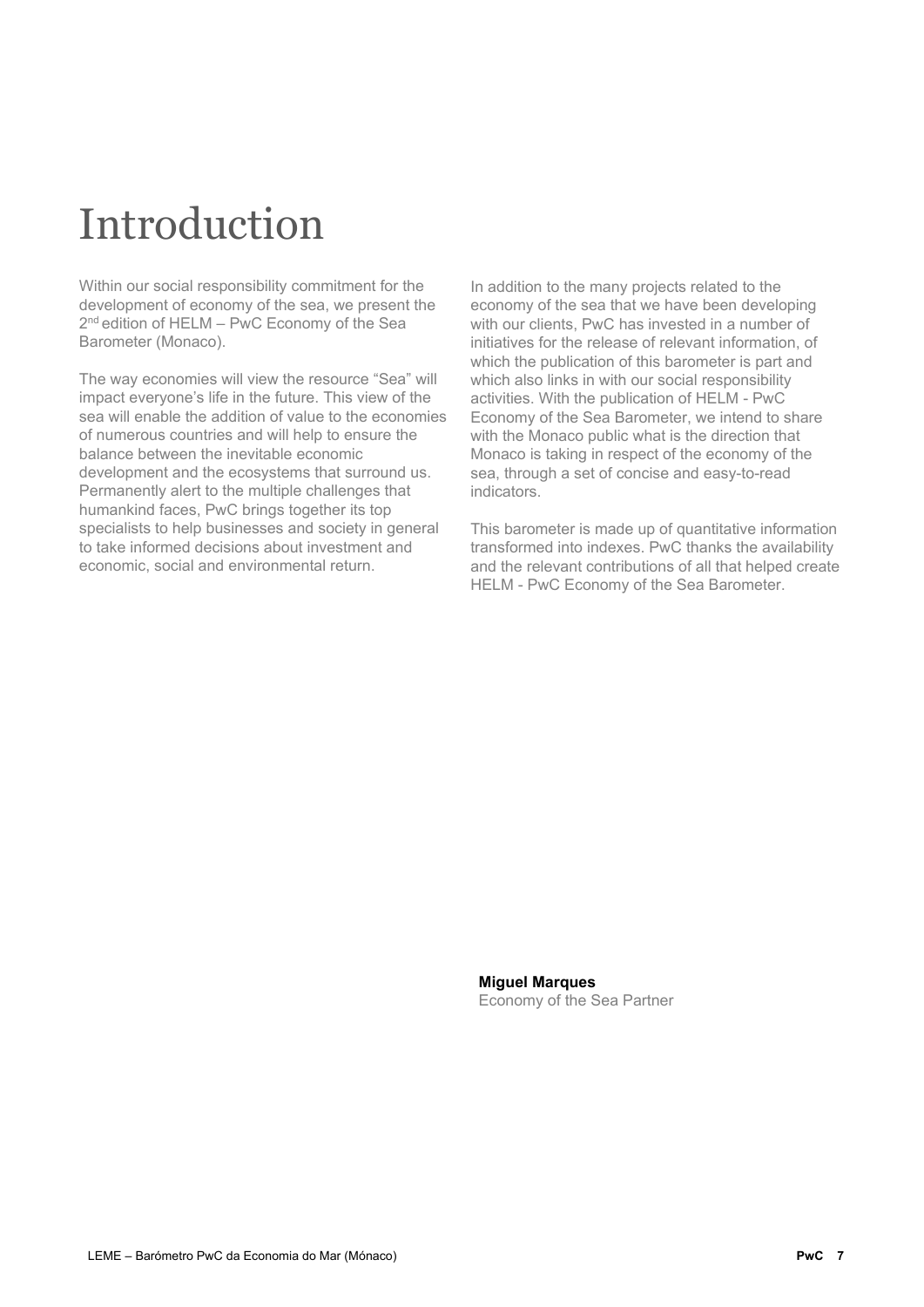# Introduction

Within our social responsibility commitment for the development of economy of the sea, we present the 2nd edition of HELM – PwC Economy of the Sea Barometer (Monaco).

The way economies will view the resource "Sea" will impact everyone's life in the future. This view of the sea will enable the addition of value to the economies of numerous countries and will help to ensure the balance between the inevitable economic development and the ecosystems that surround us. Permanently alert to the multiple challenges that humankind faces, PwC brings together its top specialists to help businesses and society in general to take informed decisions about investment and economic, social and environmental return.

In addition to the many projects related to the economy of the sea that we have been developing with our clients, PwC has invested in a number of initiatives for the release of relevant information, of which the publication of this barometer is part and which also links in with our social responsibility activities. With the publication of HELM - PwC Economy of the Sea Barometer, we intend to share with the Monaco public what is the direction that Monaco is taking in respect of the economy of the sea, through a set of concise and easy-to-read indicators.

This barometer is made up of quantitative information transformed into indexes. PwC thanks the availability and the relevant contributions of all that helped create HELM - PwC Economy of the Sea Barometer.

**Miguel Marques**
Economy of the Sea Partner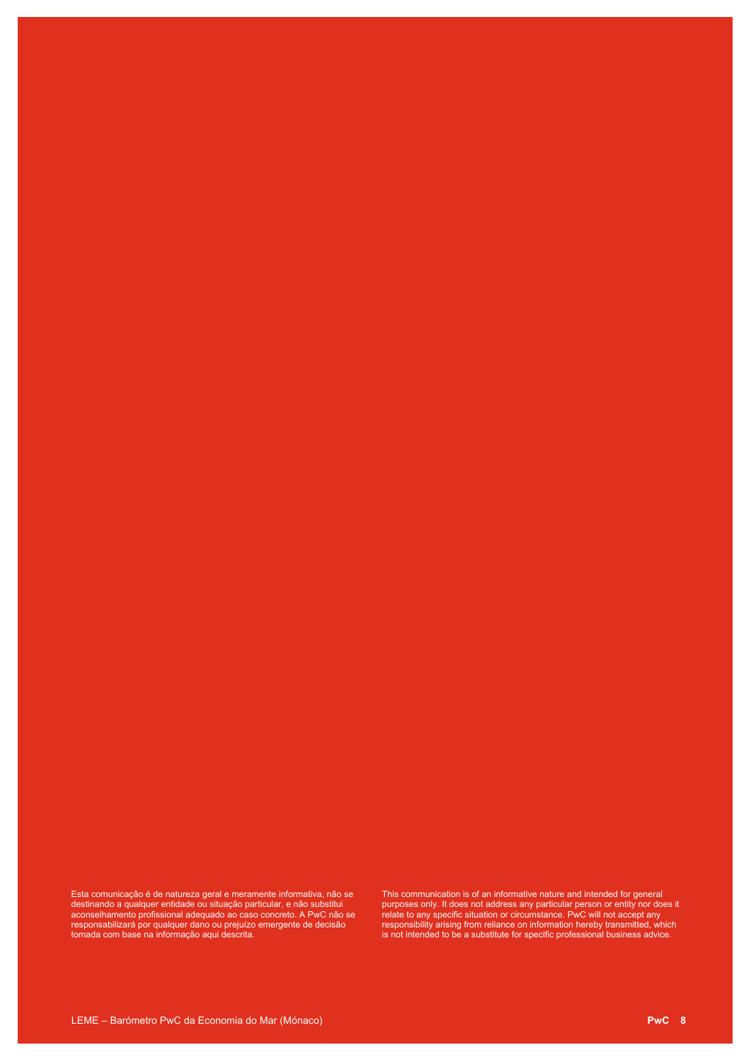Esta comunicação é de natureza geral e meramente informativa, não se destinando a qualquer entidade ou situação particular, e não substitui aconselhamento profissional adequado ao caso concreto. A PwC não se responsabilizará por qualquer dano ou prejuízo emergente de decisão tomada com base na informação aqui descrita.

This communication is of an informative nature and intended for general purposes only. It does not address any particular person or entity nor does it relate to any specific situation or circumstance. PwC will not accept any responsibility arising from reliance on information hereby transmitted, which is not intended to be a substitute for specific professional business advice.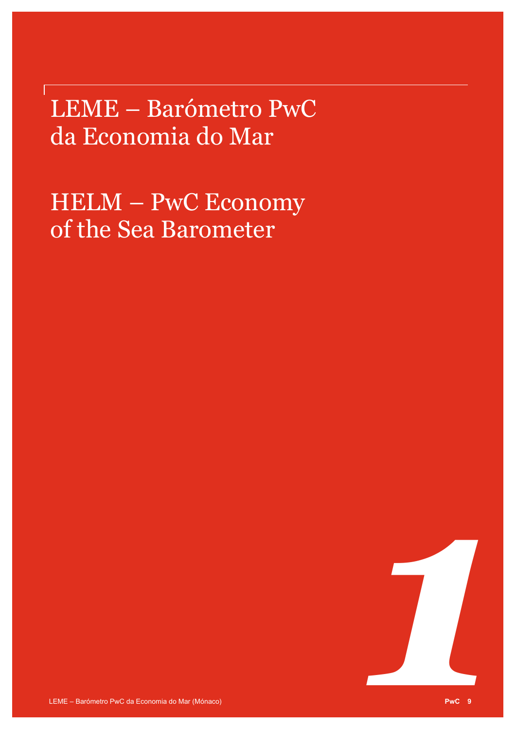# LEME – Barómetro PwC da Economia do Mar

# HELM – PwC Economy of the Sea Barometer

*1*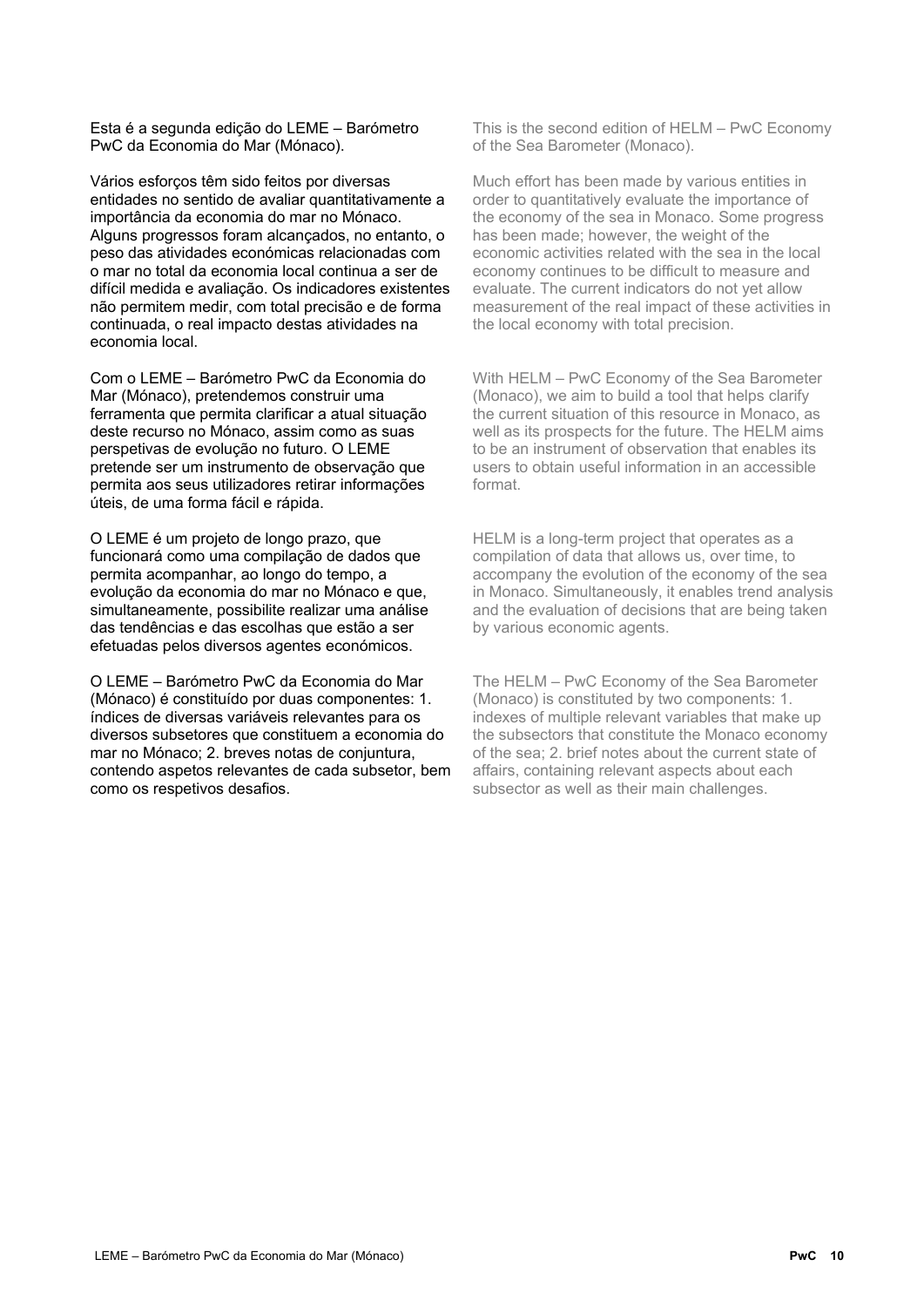Esta é a segunda edição do LEME – Barómetro PwC da Economia do Mar (Mónaco).

Vários esforços têm sido feitos por diversas entidades no sentido de avaliar quantitativamente a importância da economia do mar no Mónaco. Alguns progressos foram alcançados, no entanto, o peso das atividades económicas relacionadas com o mar no total da economia local continua a ser de difícil medida e avaliação. Os indicadores existentes não permitem medir, com total precisão e de forma continuada, o real impacto destas atividades na economia local.

Com o LEME – Barómetro PwC da Economia do Mar (Mónaco), pretendemos construir uma ferramenta que permita clarificar a atual situação deste recurso no Mónaco, assim como as suas perspetivas de evolução no futuro. O LEME pretende ser um instrumento de observação que permita aos seus utilizadores retirar informações úteis, de uma forma fácil e rápida.

O LEME é um projeto de longo prazo, que funcionará como uma compilação de dados que permita acompanhar, ao longo do tempo, a evolução da economia do mar no Mónaco e que, simultaneamente, possibilite realizar uma análise das tendências e das escolhas que estão a ser efetuadas pelos diversos agentes económicos.

O LEME – Barómetro PwC da Economia do Mar (Mónaco) é constituído por duas componentes: 1. índices de diversas variáveis relevantes para os diversos subsetores que constituem a economia do mar no Mónaco; 2. breves notas de conjuntura, contendo aspetos relevantes de cada subsetor, bem como os respetivos desafios.

This is the second edition of HELM – PwC Economy of the Sea Barometer (Monaco).

Much effort has been made by various entities in order to quantitatively evaluate the importance of the economy of the sea in Monaco. Some progress has been made; however, the weight of the economic activities related with the sea in the local economy continues to be difficult to measure and evaluate. The current indicators do not yet allow measurement of the real impact of these activities in the local economy with total precision.

With HELM – PwC Economy of the Sea Barometer (Monaco), we aim to build a tool that helps clarify the current situation of this resource in Monaco, as well as its prospects for the future. The HELM aims to be an instrument of observation that enables its users to obtain useful information in an accessible format.

HELM is a long-term project that operates as a compilation of data that allows us, over time, to accompany the evolution of the economy of the sea in Monaco. Simultaneously, it enables trend analysis and the evaluation of decisions that are being taken by various economic agents.

The HELM – PwC Economy of the Sea Barometer (Monaco) is constituted by two components: 1. indexes of multiple relevant variables that make up the subsectors that constitute the Monaco economy of the sea; 2. brief notes about the current state of affairs, containing relevant aspects about each subsector as well as their main challenges.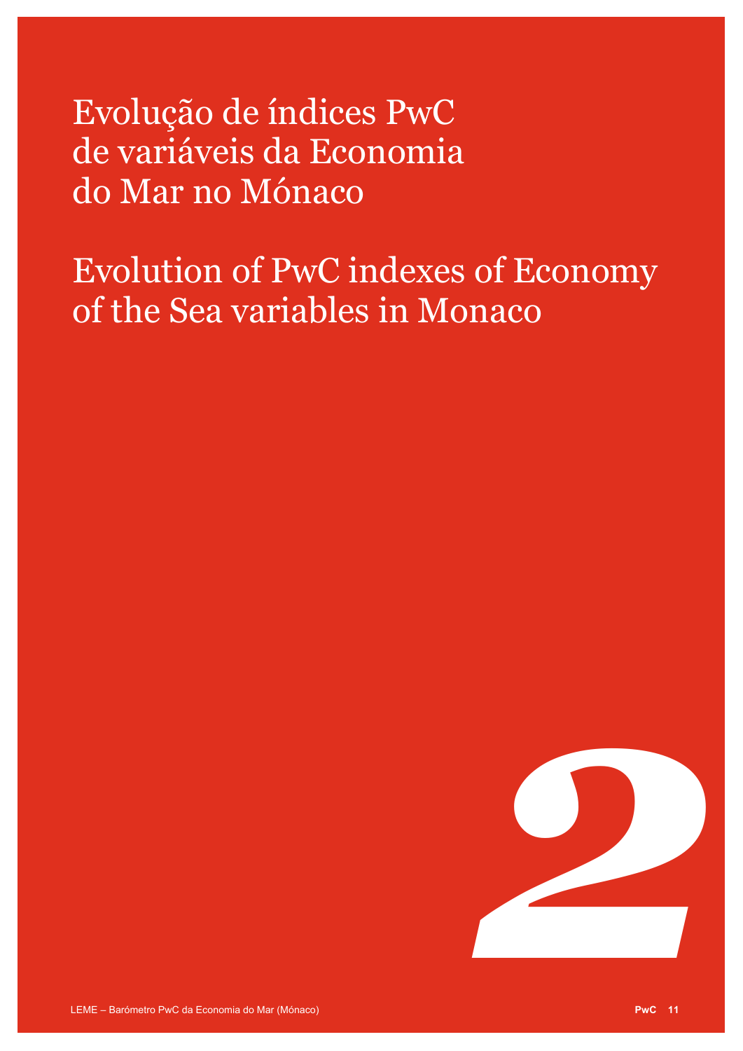# Evolução de índices PwC de variáveis da Economia do Mar no Mónaco

# Evolution of PwC indexes of Economy of the Sea variables in Monaco

2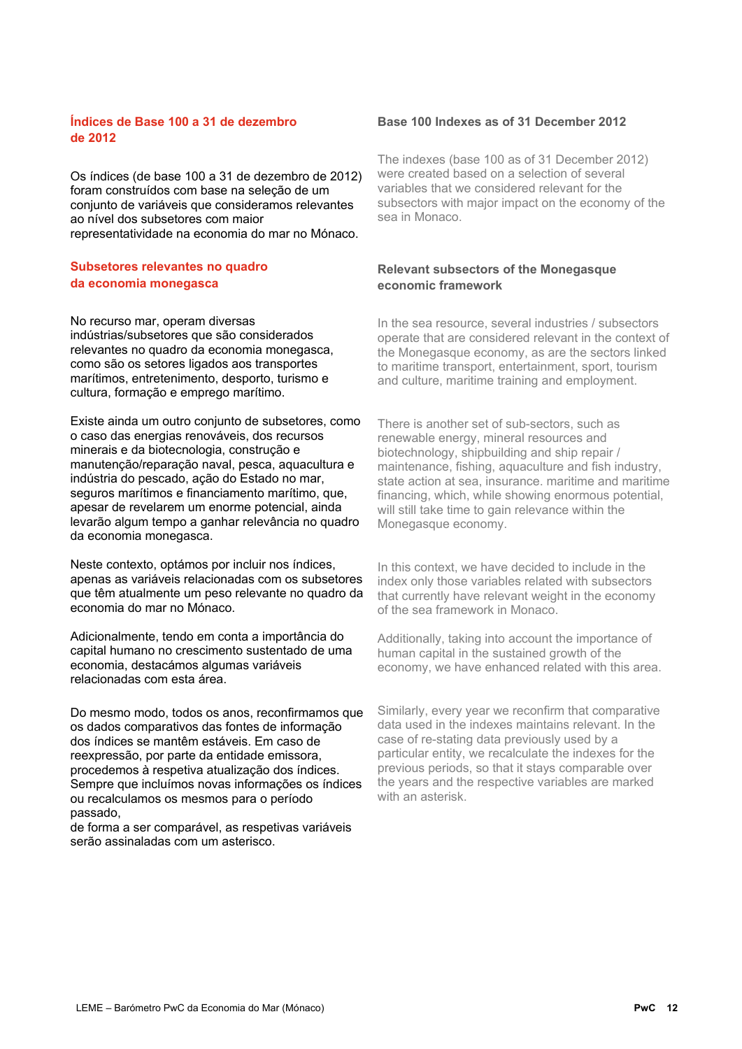## Índices de Base 100 a 31 de dezembro de 2012

Os índices (de base 100 a 31 de dezembro de 2012) foram construídos com base na seleção de um conjunto de variáveis que consideramos relevantes ao nível dos subsetores com maior representatividade na economia do mar no Mónaco.

## Subsetores relevantes no quadro da economia monegasca

No recurso mar, operam diversas indústrias/subsetores que são considerados relevantes no quadro da economia monegasca, como são os setores ligados aos transportes marítimos, entretenimento, desporto, turismo e cultura, formação e emprego marítimo.

Existe ainda um outro conjunto de subsetores, como o caso das energias renováveis, dos recursos minerais e da biotecnologia, construção e manutenção/reparação naval, pesca, aquacultura e indústria do pescado, ação do Estado no mar, seguros marítimos e financiamento marítimo, que, apesar de revelarem um enorme potencial, ainda levarão algum tempo a ganhar relevância no quadro da economia monegasca.

Neste contexto, optámos por incluir nos índices, apenas as variáveis relacionadas com os subsetores que têm atualmente um peso relevante no quadro da economia do mar no Mónaco.

Adicionalmente, tendo em conta a importância do capital humano no crescimento sustentado de uma economia, destacámos algumas variáveis relacionadas com esta área.

Do mesmo modo, todos os anos, reconfirmamos que os dados comparativos das fontes de informação dos índices se mantêm estáveis. Em caso de reexpressão, por parte da entidade emissora, procedemos à respetiva atualização dos índices. Sempre que incluímos novas informações os índices ou recalculamos os mesmos para o período passado,
de forma a ser comparável, as respetivas variáveis serão assinaladas com um asterisco.

## Base 100 Indexes as of 31 December 2012

The indexes (base 100 as of 31 December 2012) were created based on a selection of several variables that we considered relevant for the subsectors with major impact on the economy of the sea in Monaco.

## Relevant subsectors of the Monegasque economic framework

In the sea resource, several industries / subsectors operate that are considered relevant in the context of the Monegasque economy, as are the sectors linked to maritime transport, entertainment, sport, tourism and culture, maritime training and employment.

There is another set of sub-sectors, such as renewable energy, mineral resources and biotechnology, shipbuilding and ship repair / maintenance, fishing, aquaculture and fish industry, state action at sea, insurance. maritime and maritime financing, which, while showing enormous potential, will still take time to gain relevance within the Monegasque economy.

In this context, we have decided to include in the index only those variables related with subsectors that currently have relevant weight in the economy of the sea framework in Monaco.

Additionally, taking into account the importance of human capital in the sustained growth of the economy, we have enhanced related with this area.

Similarly, every year we reconfirm that comparative data used in the indexes maintains relevant. In the case of re-stating data previously used by a particular entity, we recalculate the indexes for the previous periods, so that it stays comparable over the years and the respective variables are marked with an asterisk.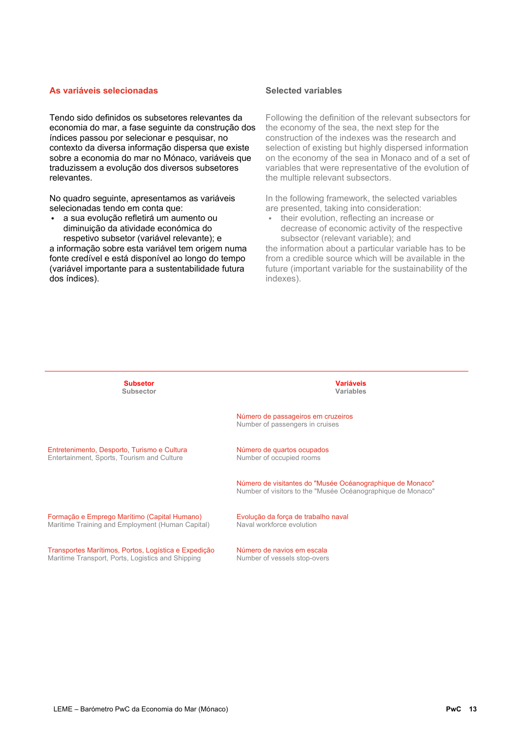## As variáveis selecionadas

Tendo sido definidos os subsetores relevantes da economia do mar, a fase seguinte da construção dos índices passou por selecionar e pesquisar, no contexto da diversa informação dispersa que existe sobre a economia do mar no Mónaco, variáveis que traduzissem a evolução dos diversos subsetores relevantes.

No quadro seguinte, apresentamos as variáveis selecionadas tendo em conta que:

- a sua evolução refletirá um aumento ou diminuição da atividade económica do respetivo subsetor (variável relevante); e

a informação sobre esta variável tem origem numa fonte credível e está disponível ao longo do tempo (variável importante para a sustentabilidade futura dos índices).

## Selected variables

Following the definition of the relevant subsectors for the economy of the sea, the next step for the construction of the indexes was the research and selection of existing but highly dispersed information on the economy of the sea in Monaco and of a set of variables that were representative of the evolution of the multiple relevant subsectors.

In the following framework, the selected variables are presented, taking into consideration:

- their evolution, reflecting an increase or decrease of economic activity of the respective subsector (relevant variable); and

the information about a particular variable has to be from a credible source which will be available in the future (important variable for the sustainability of the indexes).

| Subsetor<br>Subsector | Variáveis<br>Variables |
|---|---|
| Entretenimento, Desporto, Turismo e Cultura<br>Entertainment, Sports, Tourism and Culture | Número de passageiros em cruzeiros<br>Number of passengers in cruises |
| | Número de quartos ocupados<br>Number of occupied rooms |
| | Número de visitantes do "Musée Océanographique de Monaco"<br>Number of visitors to the "Musée Océanographique de Monaco" |
| Formação e Emprego Marítimo (Capital Humano)<br>Maritime Training and Employment (Human Capital) | Evolução da força de trabalho naval<br>Naval workforce evolution |
| Transportes Marítimos, Portos, Logística e Expedição<br>Maritime Transport, Ports, Logistics and Shipping | Número de navios em escala<br>Number of vessels stop-overs |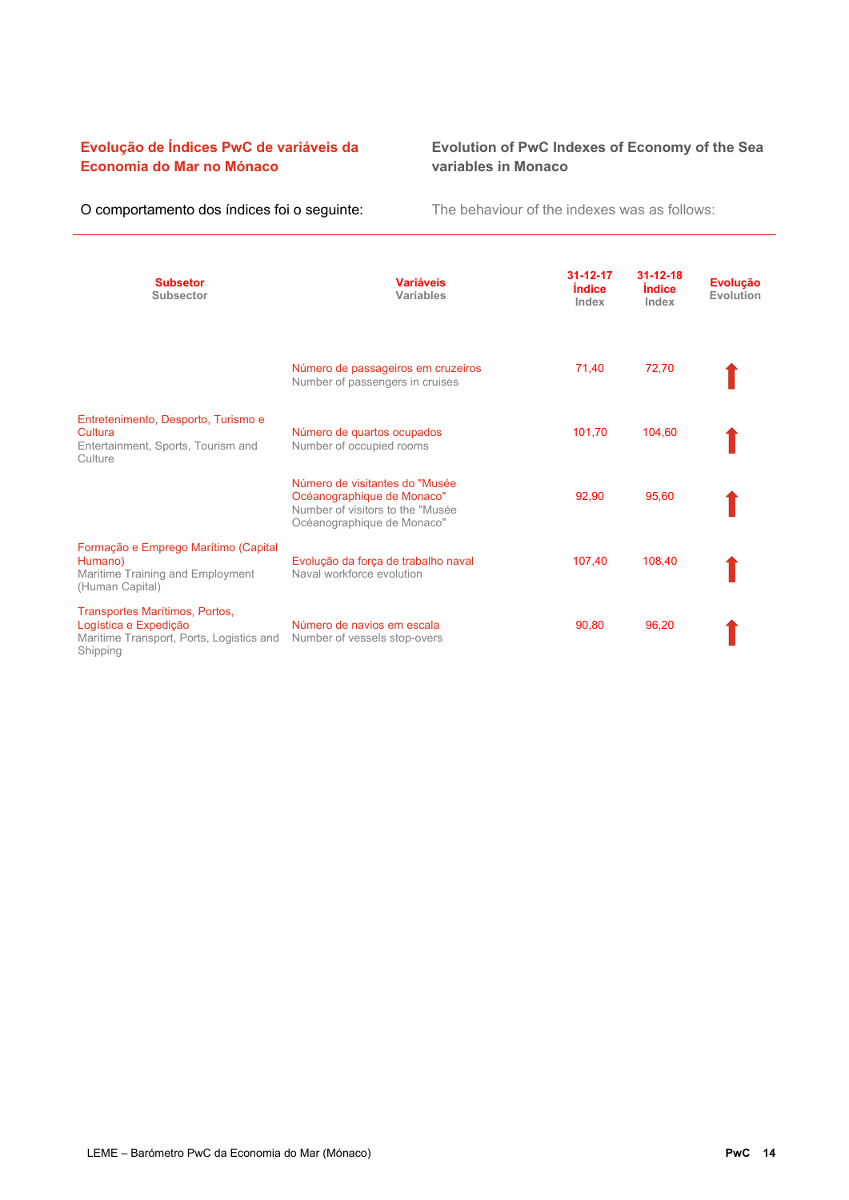## Evolução de Índices PwC de variáveis da Economia do Mar no Mónaco

## Evolution of PwC Indexes of Economy of the Sea variables in Monaco

O comportamento dos índices foi o seguinte:

The behaviour of the indexes was as follows:

| Subsetor<br>Subsector | Variáveis<br>Variables | 31-12-17<br>Índice<br>Index | 31-12-18<br>Índice<br>Index | Evolução<br>Evolution |
|---|---|---|---|---|
| Entretenimento, Desporto, Turismo e Cultura<br>Entertainment, Sports, Tourism and Culture | Número de passageiros em cruzeiros<br>Number of passengers in cruises | 71,40 | 72,70 | ↑ |
| | Número de quartos ocupados<br>Number of occupied rooms | 101,70 | 104,60 | ↑ |
| | Número de visitantes do "Musée Océanographique de Monaco"<br>Number of visitors to the "Musée Océanographique de Monaco" | 92,90 | 95,60 | ↑ |
| Formação e Emprego Marítimo (Capital Humano)<br>Maritime Training and Employment (Human Capital) | Evolução da força de trabalho naval<br>Naval workforce evolution | 107,40 | 108,40 | ↑ |
| Transportes Marítimos, Portos, Logística e Expedição<br>Maritime Transport, Ports, Logistics and Shipping | Número de navios em escala<br>Number of vessels stop-overs | 90,80 | 96,20 | ↑ |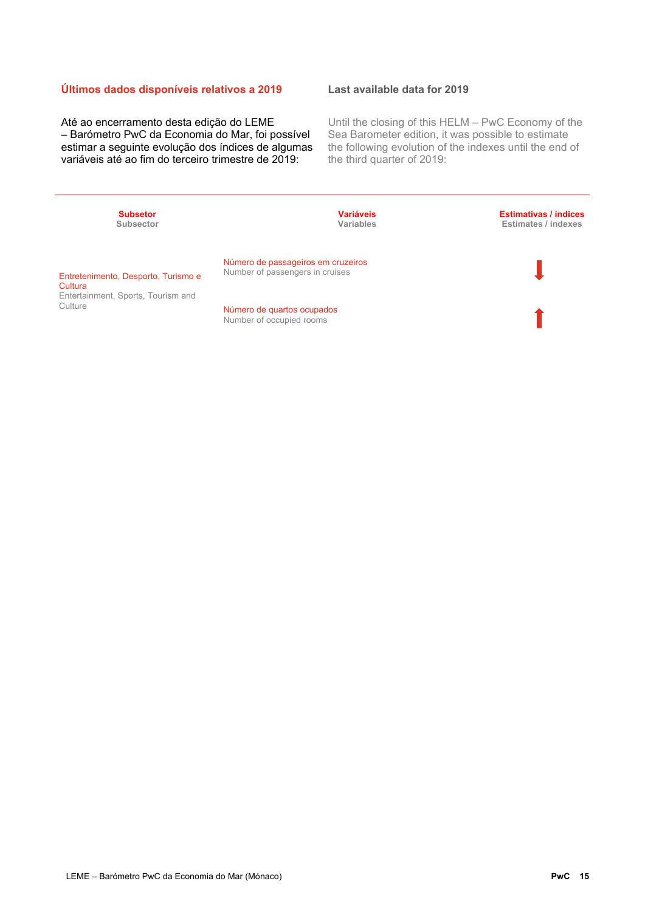## Últimos dados disponíveis relativos a 2019

Até ao encerramento desta edição do LEME – Barómetro PwC da Economia do Mar, foi possível estimar a seguinte evolução dos índices de algumas variáveis até ao fim do terceiro trimestre de 2019:

## Last available data for 2019

Until the closing of this HELM – PwC Economy of the Sea Barometer edition, it was possible to estimate the following evolution of the indexes until the end of the third quarter of 2019:

| Subsetor<br>Subsector | Variáveis<br>Variables | Estimativas / índices<br>Estimates / indexes |
|---|---|---|
| Entretenimento, Desporto, Turismo e Cultura<br>Entertainment, Sports, Tourism and Culture | Número de passageiros em cruzeiros<br>Number of passengers in cruises | ↓ |
| | Número de quartos ocupados<br>Number of occupied rooms | ↑ |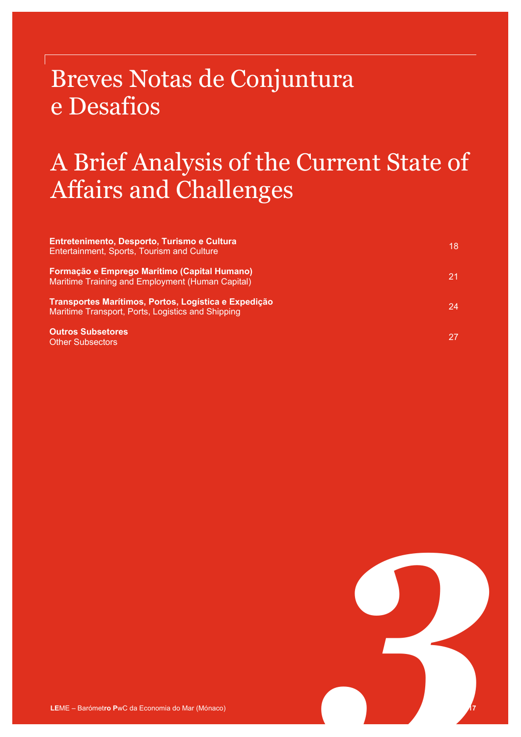# Breves Notas de Conjuntura e Desafios

# A Brief Analysis of the Current State of Affairs and Challenges

| | |
|---|---|
| **Entretenimento, Desporto, Turismo e Cultura**<br>Entertainment, Sports, Tourism and Culture | 18 |
| **Formação e Emprego Marítimo (Capital Humano)**<br>Maritime Training and Employment (Human Capital) | 21 |
| **Transportes Marítimos, Portos, Logística e Expedição**<br>Maritime Transport, Ports, Logistics and Shipping | 24 |
| **Outros Subsetores**<br>Other Subsectors | 27 |

3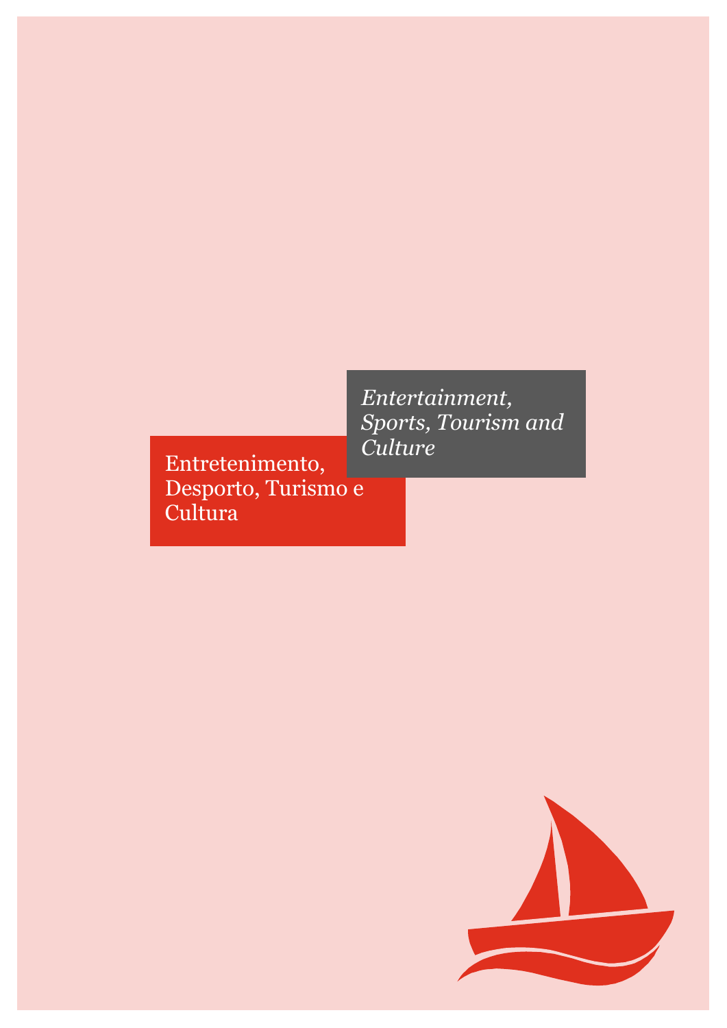Entretenimento, Desporto, Turismo e Cultura

*Entertainment, Sports, Tourism and Culture*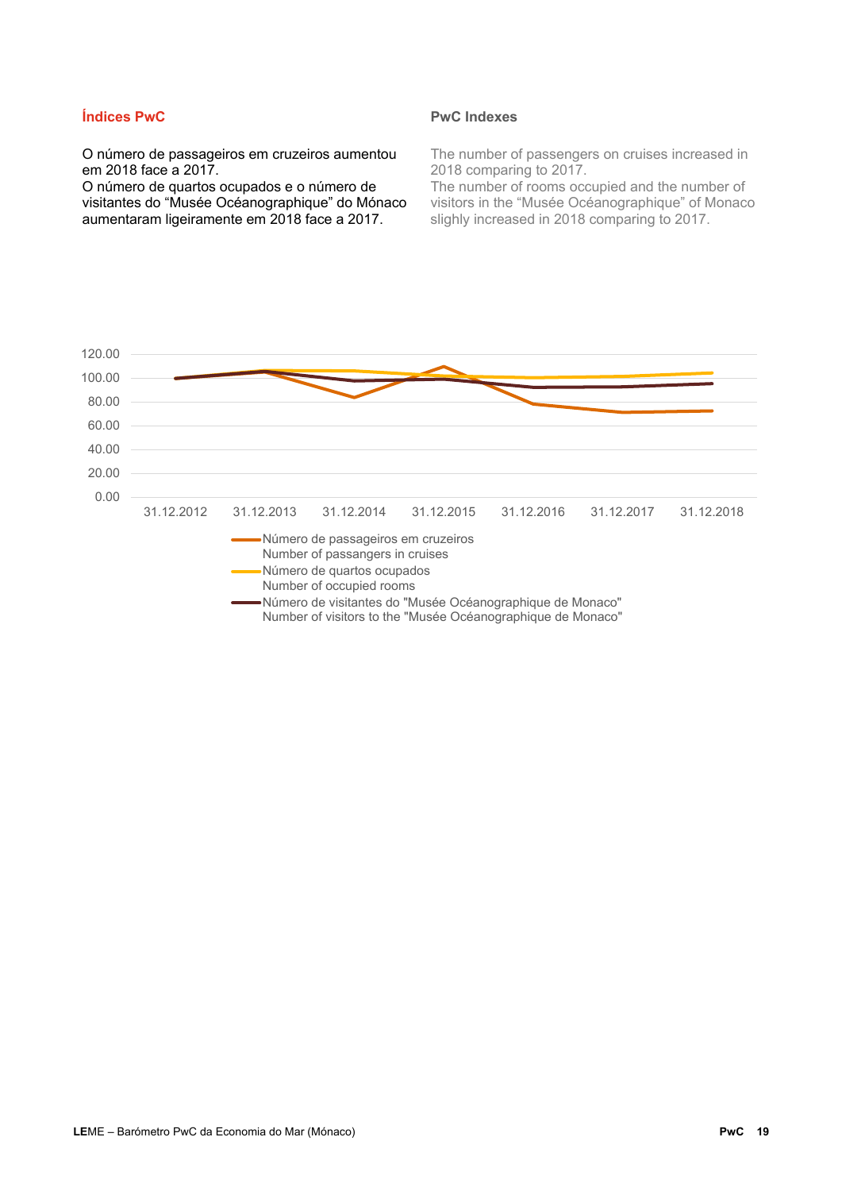## Índices PwC

O número de passageiros em cruzeiros aumentou em 2018 face a 2017.
O número de quartos ocupados e o número de visitantes do "Musée Océanographique" do Mónaco aumentaram ligeiramente em 2018 face a 2017.

## PwC Indexes

The number of passengers on cruises increased in 2018 comparing to 2017.
The number of rooms occupied and the number of visitors in the "Musée Océanographique" of Monaco slighly increased in 2018 comparing to 2017.

120.00
100.00
80.00
60.00
40.00
20.00
0.00

31.12.2012 31.12.2013 31.12.2014 31.12.2015 31.12.2016 31.12.2017 31.12.2018

- Número de passageiros em cruzeiros
  Number of passangers in cruises
- Número de quartos ocupados
  Number of occupied rooms
- Número de visitantes do "Musée Océanographique de Monaco"
  Number of visitors to the "Musée Océanographique de Monaco"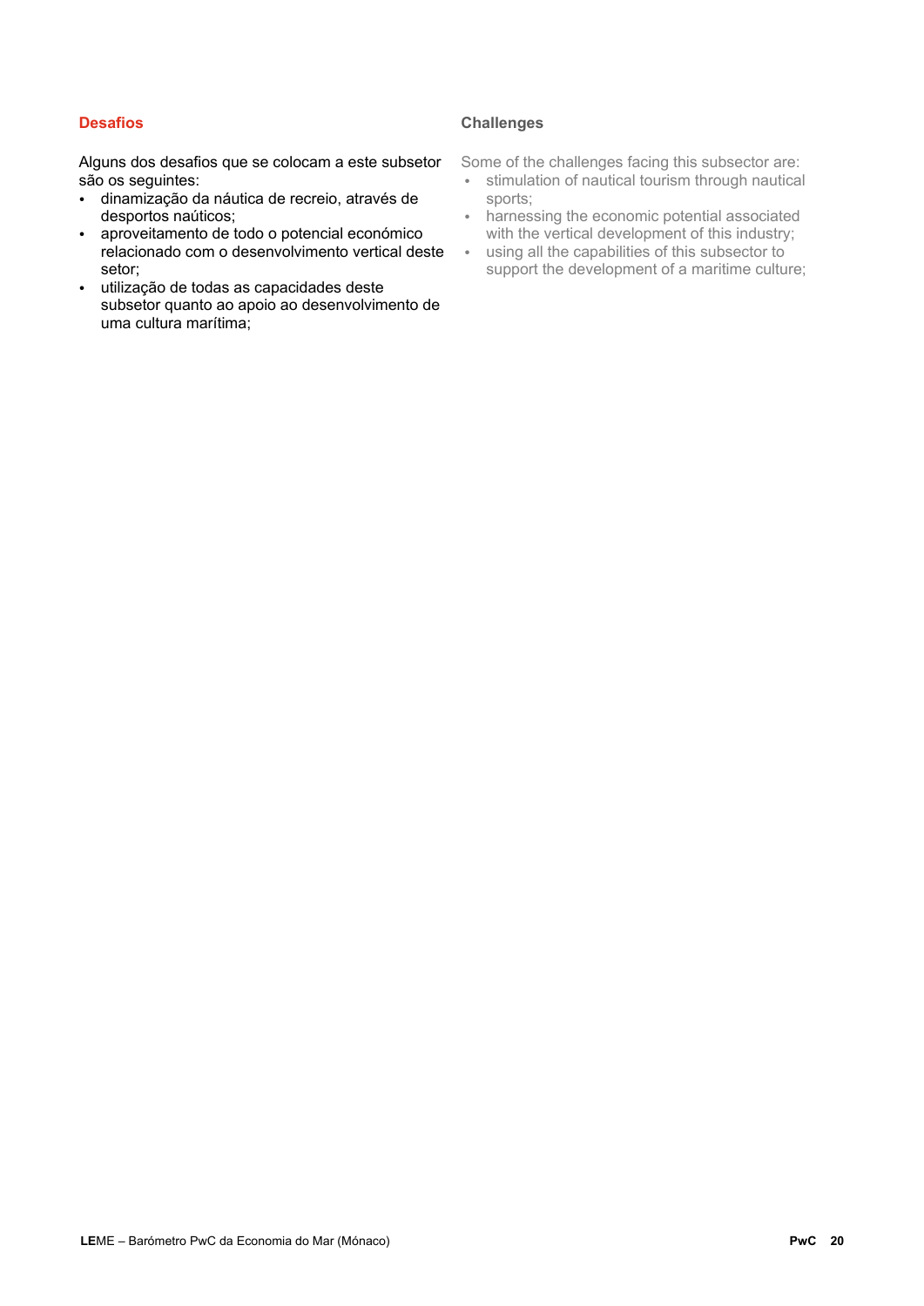### Desafios

Alguns dos desafios que se colocam a este subsetor são os seguintes:

- dinamização da náutica de recreio, através de desportos naúticos;
- aproveitamento de todo o potencial económico relacionado com o desenvolvimento vertical deste setor;
- utilização de todas as capacidades deste subsetor quanto ao apoio ao desenvolvimento de uma cultura marítima;

### Challenges

Some of the challenges facing this subsector are:

- stimulation of nautical tourism through nautical sports;
- harnessing the economic potential associated with the vertical development of this industry;
- using all the capabilities of this subsector to support the development of a maritime culture;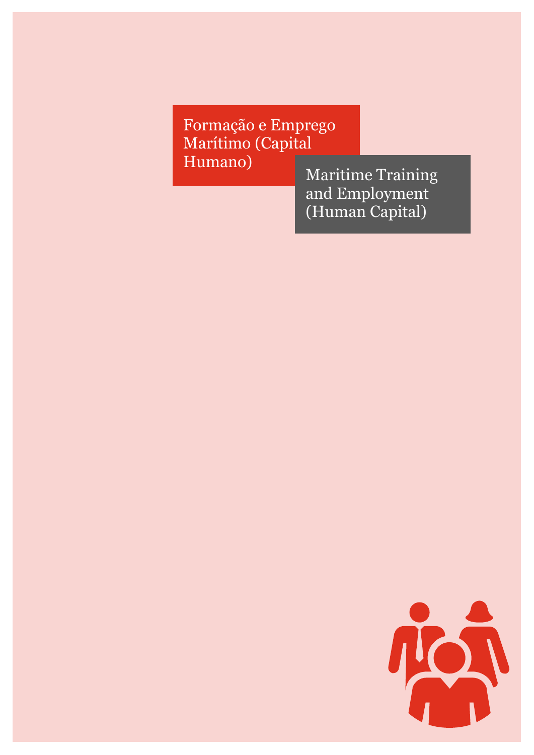# Formação e Emprego Marítimo (Capital Humano)

# Maritime Training and Employment (Human Capital)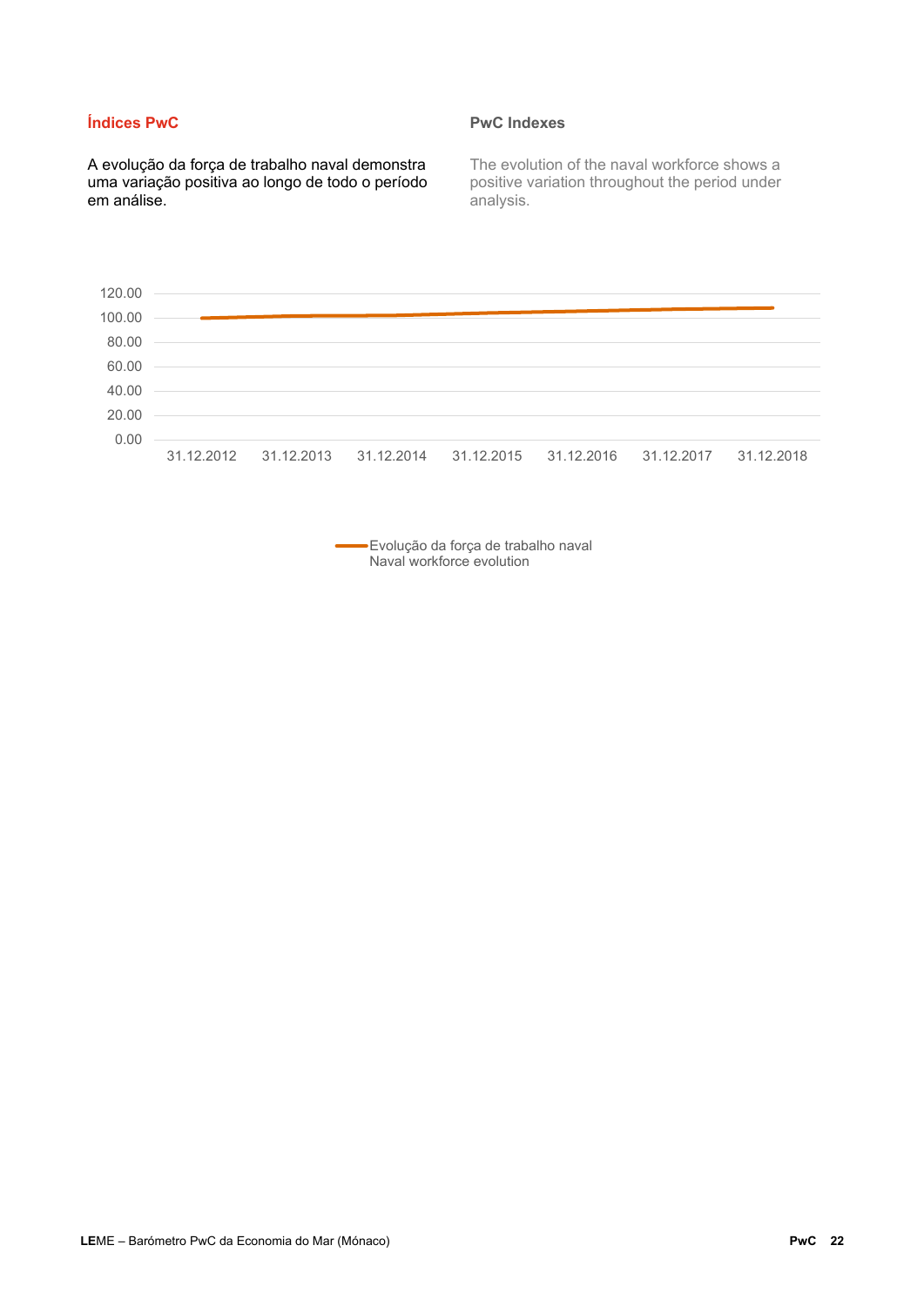## Índices PwC

A evolução da força de trabalho naval demonstra uma variação positiva ao longo de todo o período em análise.

## PwC Indexes

The evolution of the naval workforce shows a positive variation throughout the period under analysis.

120.00
100.00
80.00
60.00
40.00
20.00
0.00

31.12.2012 31.12.2013 31.12.2014 31.12.2015 31.12.2016 31.12.2017 31.12.2018

Evolução da força de trabalho naval
Naval workforce evolution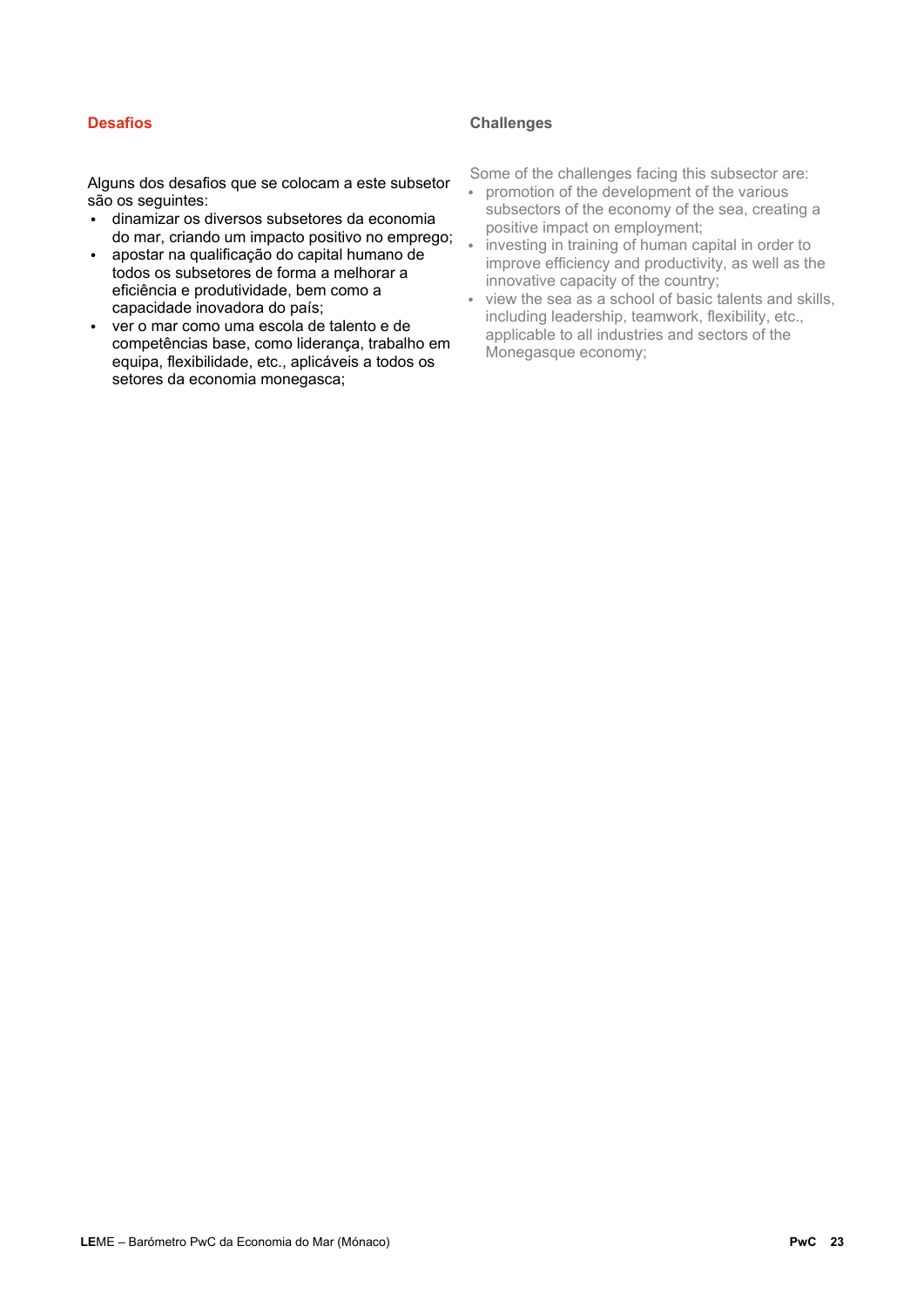## Desafios

Alguns dos desafios que se colocam a este subsetor são os seguintes:

- dinamizar os diversos subsetores da economia do mar, criando um impacto positivo no emprego;
- apostar na qualificação do capital humano de todos os subsetores de forma a melhorar a eficiência e produtividade, bem como a capacidade inovadora do país;
- ver o mar como uma escola de talento e de competências base, como liderança, trabalho em equipa, flexibilidade, etc., aplicáveis a todos os setores da economia monegasca;

## Challenges

Some of the challenges facing this subsector are:

- promotion of the development of the various subsectors of the economy of the sea, creating a positive impact on employment;
- investing in training of human capital in order to improve efficiency and productivity, as well as the innovative capacity of the country;
- view the sea as a school of basic talents and skills, including leadership, teamwork, flexibility, etc., applicable to all industries and sectors of the Monegasque economy;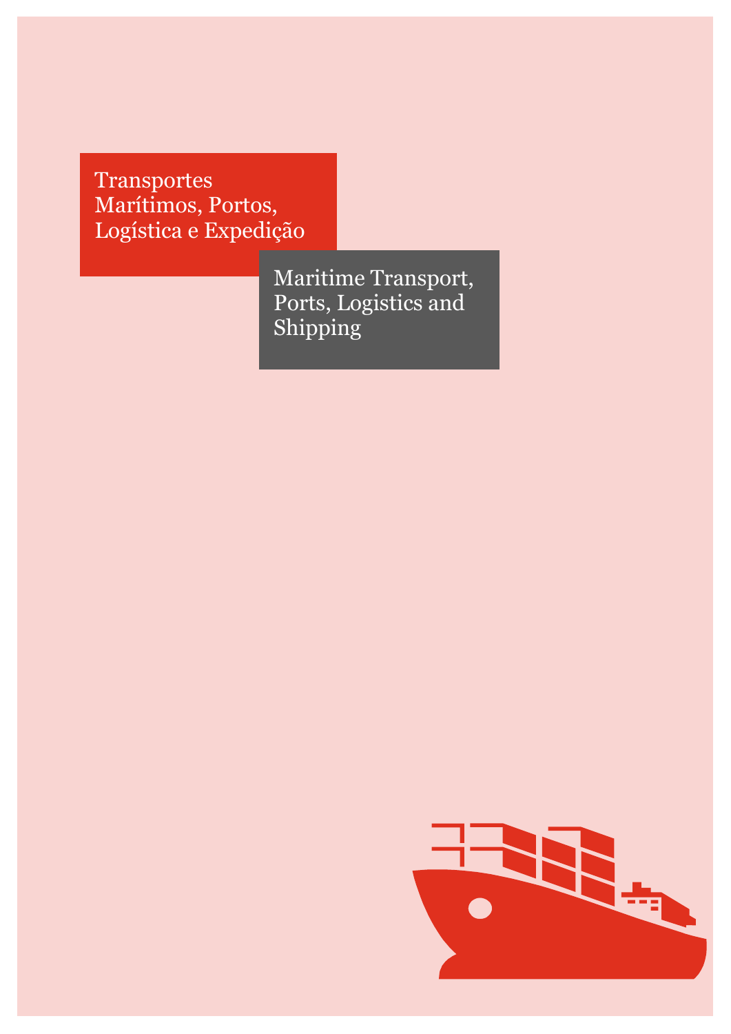# Transportes Marítimos, Portos, Logística e Expedição

# Maritime Transport, Ports, Logistics and Shipping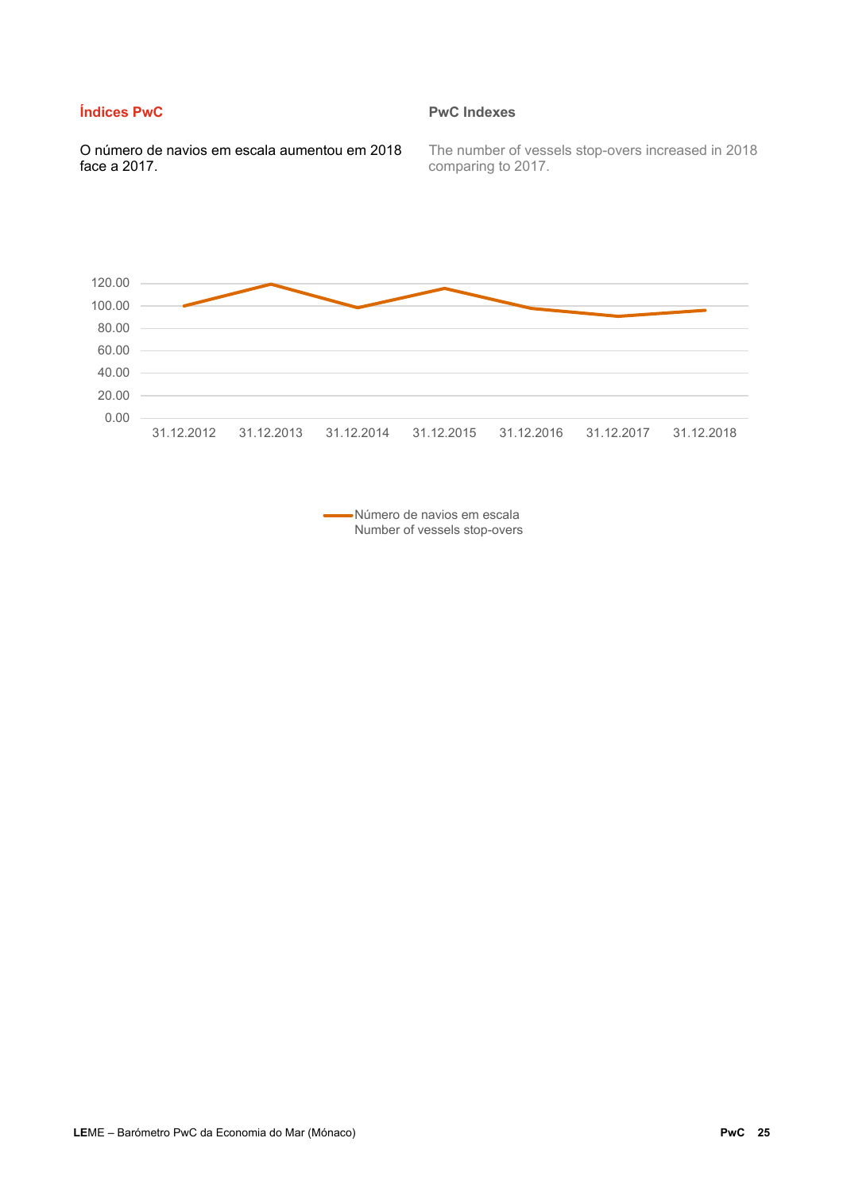## Índices PwC

O número de navios em escala aumentou em 2018 face a 2017.

## PwC Indexes

The number of vessels stop-overs increased in 2018 comparing to 2017.

120.00
100.00
80.00
60.00
40.00
20.00
0.00

31.12.2012 31.12.2013 31.12.2014 31.12.2015 31.12.2016 31.12.2017 31.12.2018

Número de navios em escala
Number of vessels stop-overs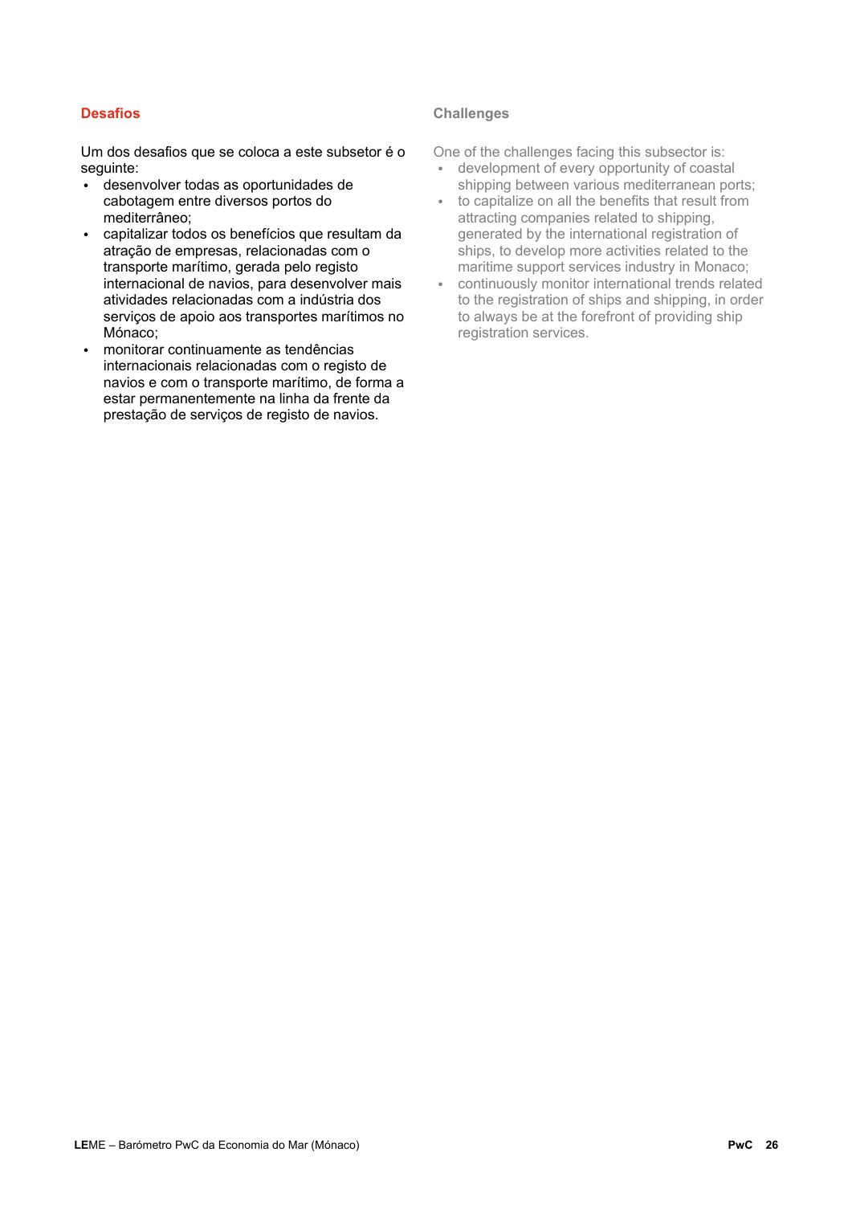## Desafios

Um dos desafios que se coloca a este subsetor é o seguinte:

- desenvolver todas as oportunidades de cabotagem entre diversos portos do mediterrâneo;
- capitalizar todos os benefícios que resultam da atração de empresas, relacionadas com o transporte marítimo, gerada pelo registo internacional de navios, para desenvolver mais atividades relacionadas com a indústria dos serviços de apoio aos transportes marítimos no Mónaco;
- monitorar continuamente as tendências internacionais relacionadas com o registo de navios e com o transporte marítimo, de forma a estar permanentemente na linha da frente da prestação de serviços de registo de navios.

## Challenges

One of the challenges facing this subsector is:

- development of every opportunity of coastal shipping between various mediterranean ports;
- to capitalize on all the benefits that result from attracting companies related to shipping, generated by the international registration of ships, to develop more activities related to the maritime support services industry in Monaco;
- continuously monitor international trends related to the registration of ships and shipping, in order to always be at the forefront of providing ship registration services.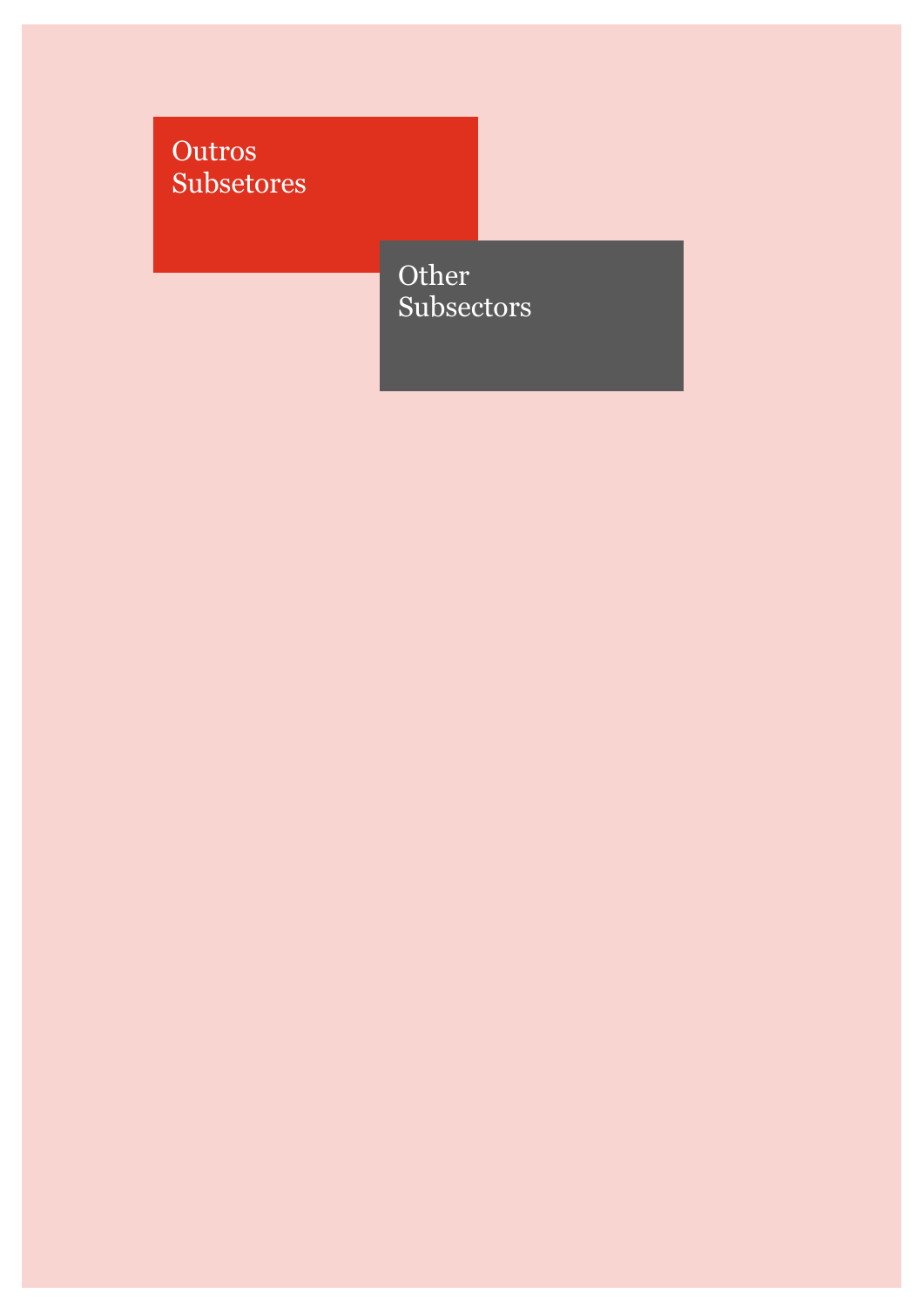# Outros Subsetores

# Other Subsectors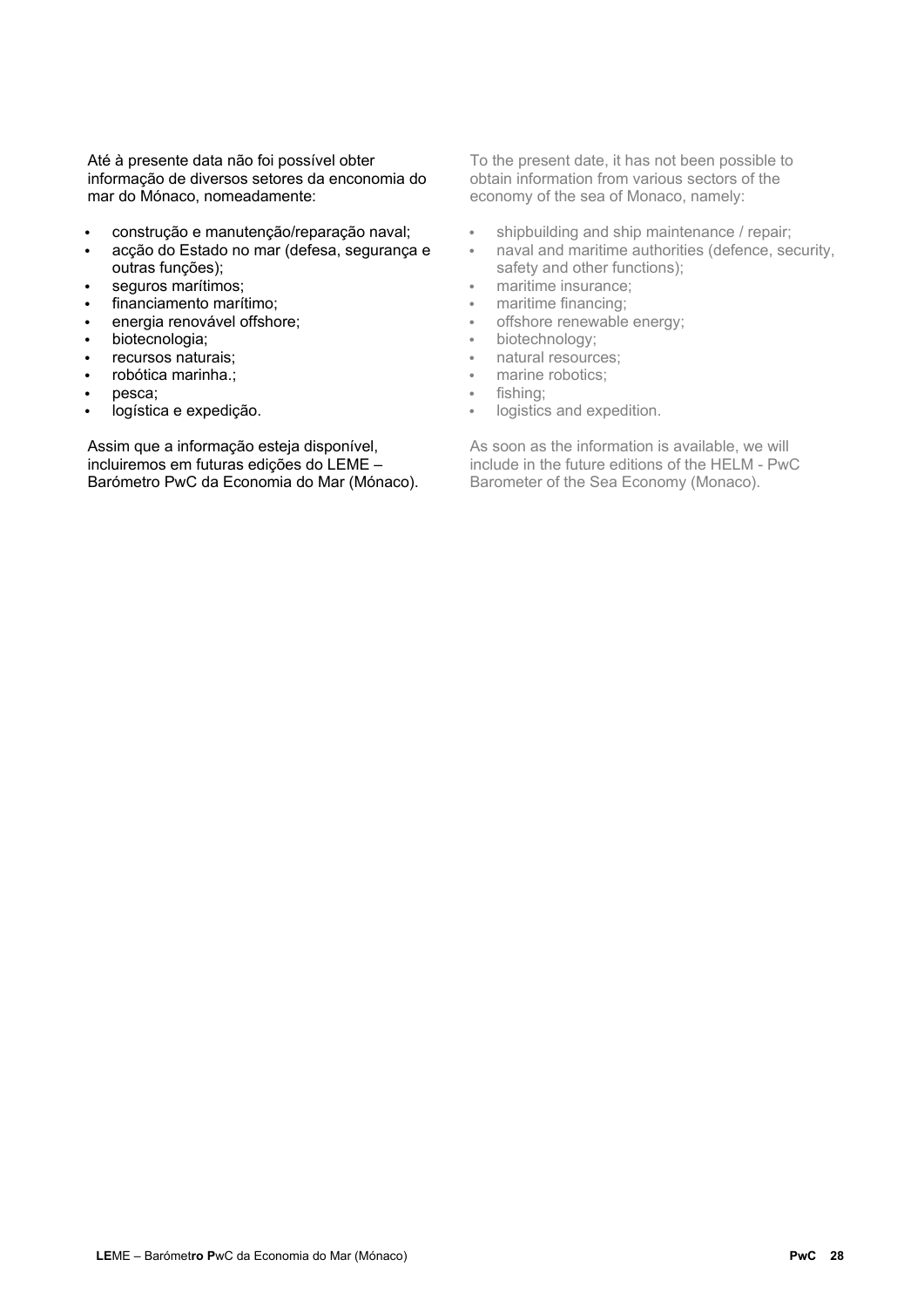Até à presente data não foi possível obter informação de diversos setores da enconomia do mar do Mónaco, nomeadamente:

- construção e manutenção/reparação naval;
- acção do Estado no mar (defesa, segurança e outras funções);
- seguros marítimos;
- financiamento marítimo;
- energia renovável offshore;
- biotecnologia;
- recursos naturais;
- robótica marinha.;
- pesca;
- logística e expedição.

Assim que a informação esteja disponível, incluiremos em futuras edições do LEME – Barómetro PwC da Economia do Mar (Mónaco).

To the present date, it has not been possible to obtain information from various sectors of the economy of the sea of Monaco, namely:

- shipbuilding and ship maintenance / repair;
- naval and maritime authorities (defence, security, safety and other functions);
- maritime insurance;
- maritime financing;
- offshore renewable energy;
- biotechnology;
- natural resources;
- marine robotics;
- fishing;
- logistics and expedition.

As soon as the information is available, we will include in the future editions of the HELM - PwC Barometer of the Sea Economy (Monaco).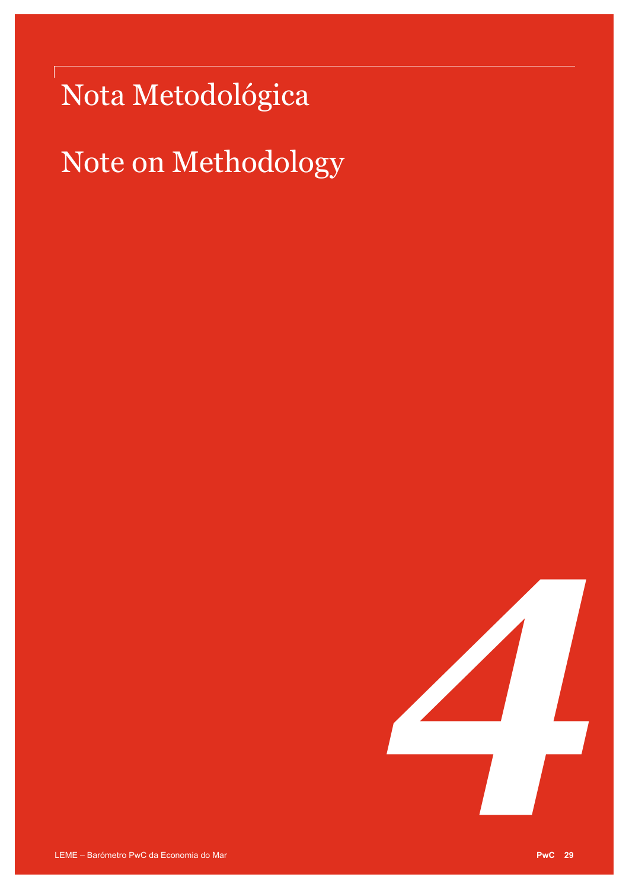# Nota Metodológica

# Note on Methodology

4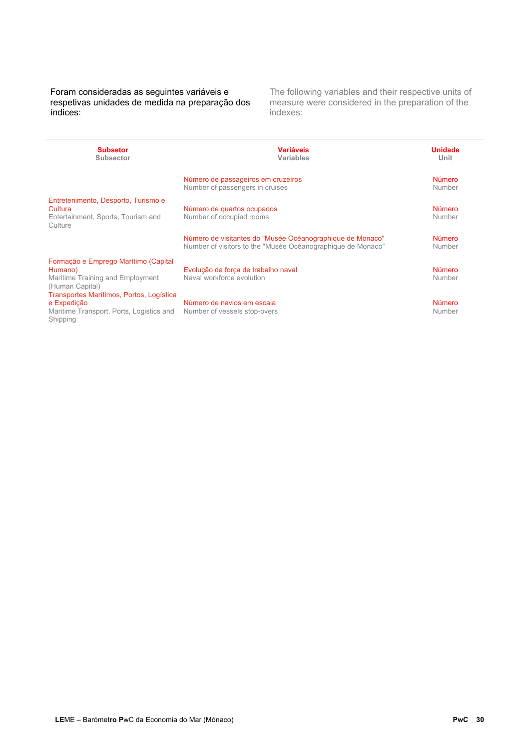Foram consideradas as seguintes variáveis e respetivas unidades de medida na preparação dos índices:

The following variables and their respective units of measure were considered in the preparation of the indexes:

| Subsetor<br>Subsector | Variáveis<br>Variables | Unidade<br>Unit |
|---|---|---|
| Entretenimento, Desporto, Turismo e Cultura<br>Entertainment, Sports, Tourism and Culture | Número de passageiros em cruzeiros<br>Number of passengers in cruises | Número<br>Number |
| | Número de quartos ocupados<br>Number of occupied rooms | Número<br>Number |
| | Número de visitantes do "Musée Océanographique de Monaco"<br>Number of visitors to the "Musée Océanographique de Monaco" | Número<br>Number |
| Formação e Emprego Marítimo (Capital Humano)<br>Maritime Training and Employment (Human Capital) | Evolução da força de trabalho naval<br>Naval workforce evolution | Número<br>Number |
| Transportes Marítimos, Portos, Logística e Expedição<br>Maritime Transport, Ports, Logistics and Shipping | Número de navios em escala<br>Number of vessels stop-overs | Número<br>Number |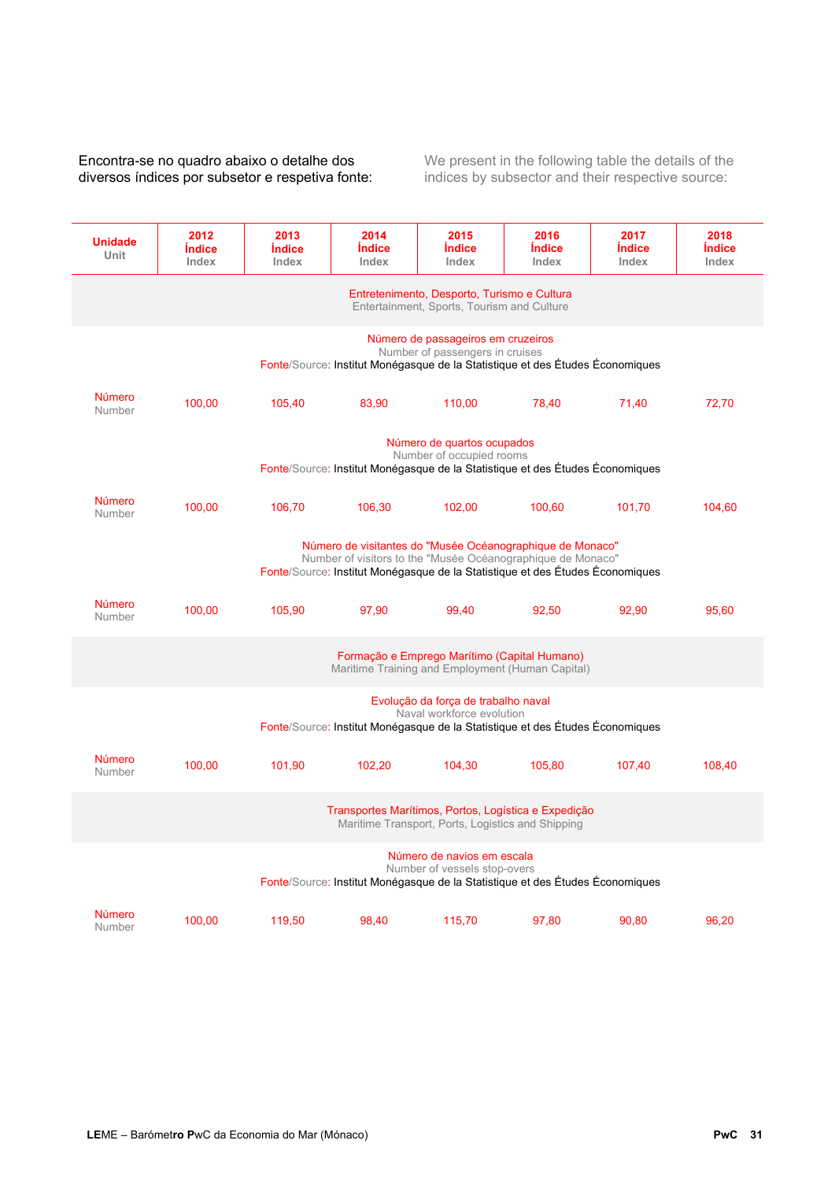Encontra-se no quadro abaixo o detalhe dos diversos índices por subsetor e respetiva fonte:

We present in the following table the details of the indices by subsector and their respective source:

| Unidade<br>Unit | 2012<br>Índice<br>Index | 2013<br>Índice<br>Index | 2014<br>Índice<br>Index | 2015<br>Índice<br>Index | 2016<br>Índice<br>Index | 2017<br>Índice<br>Index | 2018<br>Índice<br>Index |
|---|---|---|---|---|---|---|---|
| **Entretenimento, Desporto, Turismo e Cultura**<br>Entertainment, Sports, Tourism and Culture | | | | | | | |
| Número de passageiros em cruzeiros<br>Number of passengers in cruises<br>Fonte/Source: Institut Monégasque de la Statistique et des Études Économiques | | | | | | | |
| Número<br>Number | 100,00 | 105,40 | 83,90 | 110,00 | 78,40 | 71,40 | 72,70 |
| Número de quartos ocupados<br>Number of occupied rooms<br>Fonte/Source: Institut Monégasque de la Statistique et des Études Économiques | | | | | | | |
| Número<br>Number | 100,00 | 106,70 | 106,30 | 102,00 | 100,60 | 101,70 | 104,60 |
| Número de visitantes do "Musée Océanographique de Monaco"<br>Number of visitors to the "Musée Océanographique de Monaco"<br>Fonte/Source: Institut Monégasque de la Statistique et des Études Économiques | | | | | | | |
| Número<br>Number | 100,00 | 105,90 | 97,90 | 99,40 | 92,50 | 92,90 | 95,60 |
| **Formação e Emprego Marítimo (Capital Humano)**<br>Maritime Training and Employment (Human Capital) | | | | | | | |
| Evolução da força de trabalho naval<br>Naval workforce evolution<br>Fonte/Source: Institut Monégasque de la Statistique et des Études Économiques | | | | | | | |
| Número<br>Number | 100,00 | 101,90 | 102,20 | 104,30 | 105,80 | 107,40 | 108,40 |
| **Transportes Marítimos, Portos, Logística e Expedição**<br>Maritime Transport, Ports, Logistics and Shipping | | | | | | | |
| Número de navios em escala<br>Number of vessels stop-overs<br>Fonte/Source: Institut Monégasque de la Statistique et des Études Économiques | | | | | | | |
| Número<br>Number | 100,00 | 119,50 | 98,40 | 115,70 | 97,80 | 90,80 | 96,20 |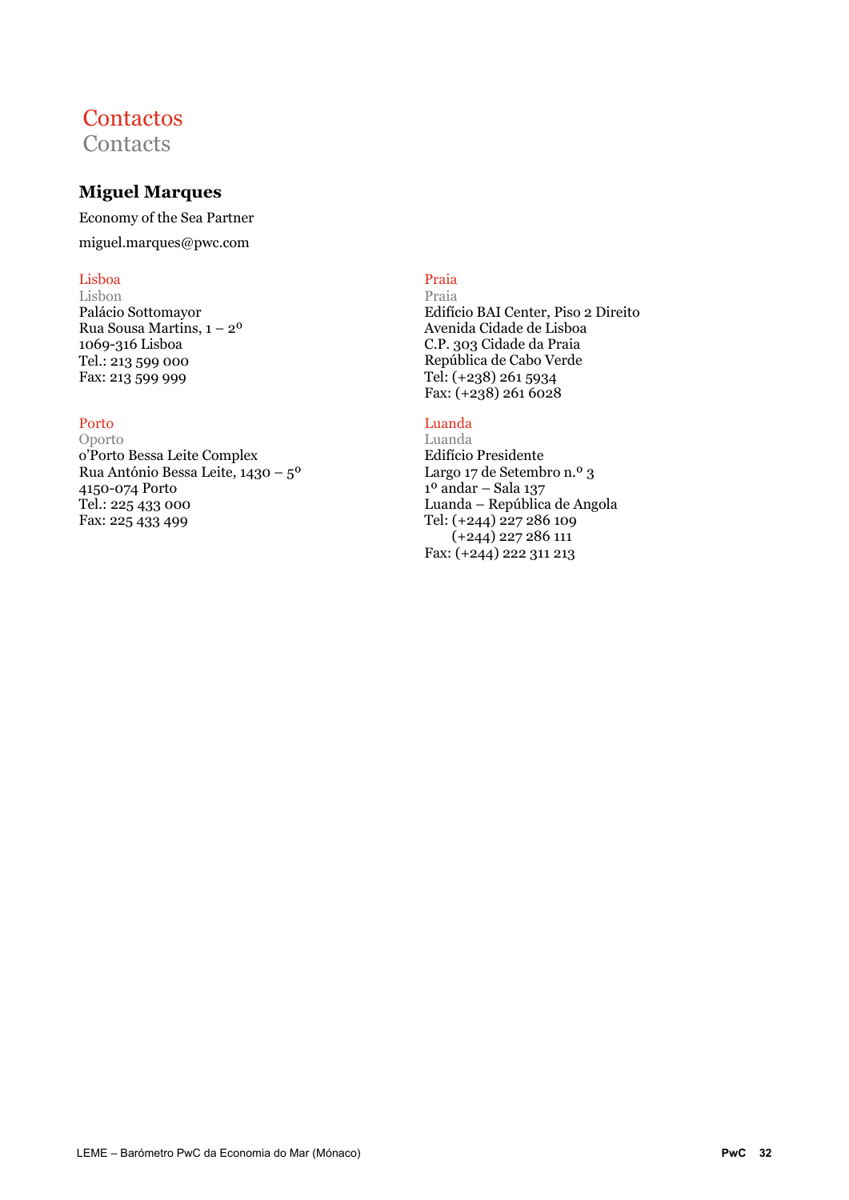# Contactos
Contacts

### Miguel Marques

Economy of the Sea Partner

miguel.marques@pwc.com

**Lisboa**
Lisbon
Palácio Sottomayor
Rua Sousa Martins, 1 – 2º
1069-316 Lisboa
Tel.: 213 599 000
Fax: 213 599 999

**Porto**
Oporto
o'Porto Bessa Leite Complex
Rua António Bessa Leite, 1430 – 5º
4150-074 Porto
Tel.: 225 433 000
Fax: 225 433 499

**Praia**
Praia
Edifício BAI Center, Piso 2 Direito
Avenida Cidade de Lisboa
C.P. 303 Cidade da Praia
República de Cabo Verde
Tel: (+238) 261 5934
Fax: (+238) 261 6028

**Luanda**
Luanda
Edifício Presidente
Largo 17 de Setembro n.º 3
1º andar – Sala 137
Luanda – República de Angola
Tel: (+244) 227 286 109
(+244) 227 286 111
Fax: (+244) 222 311 213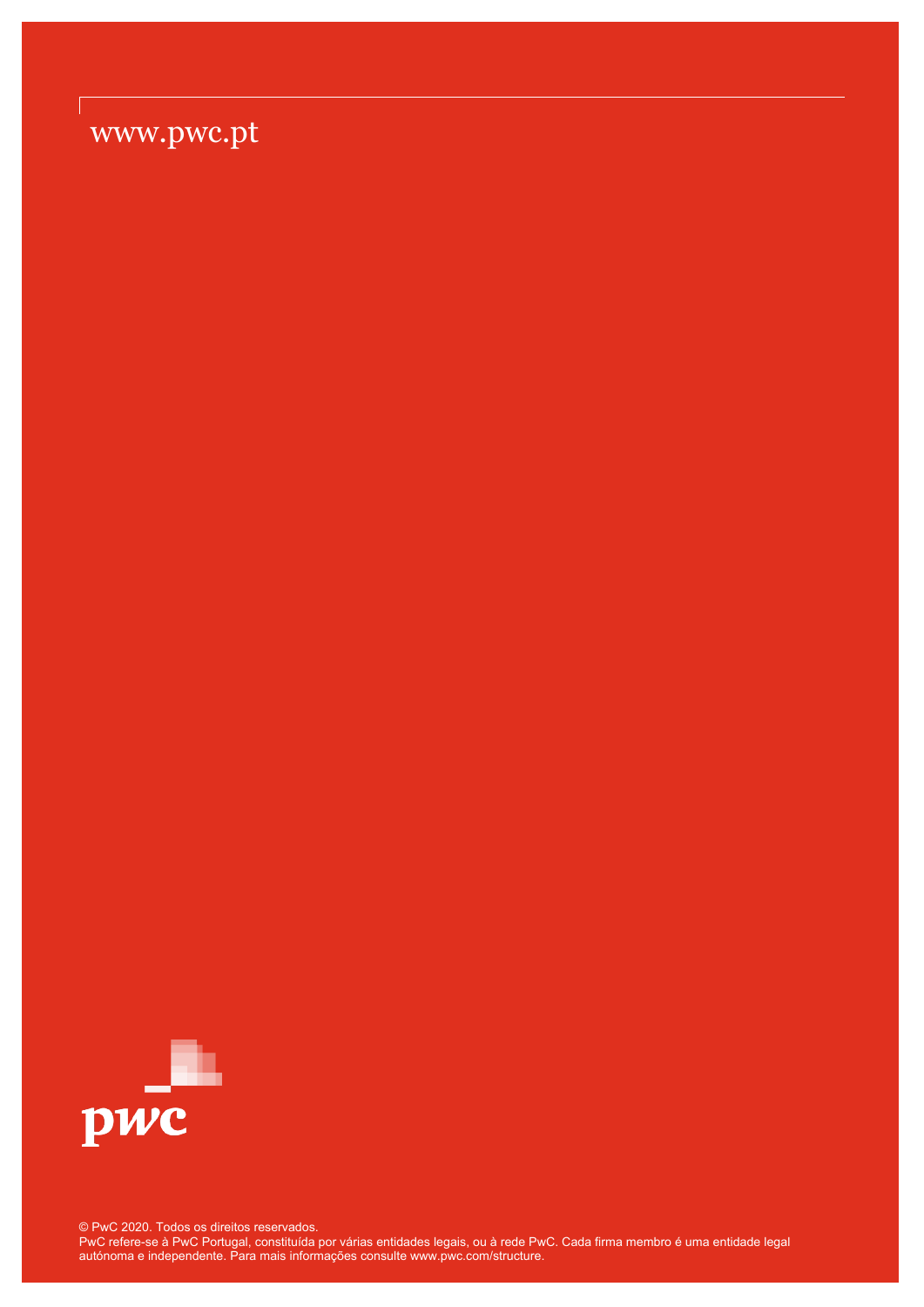www.pwc.pt

pwc

© PwC 2020. Todos os direitos reservados.
PwC refere-se à PwC Portugal, constituída por várias entidades legais, ou à rede PwC. Cada firma membro é uma entidade legal autónoma e independente. Para mais informações consulte www.pwc.com/structure.